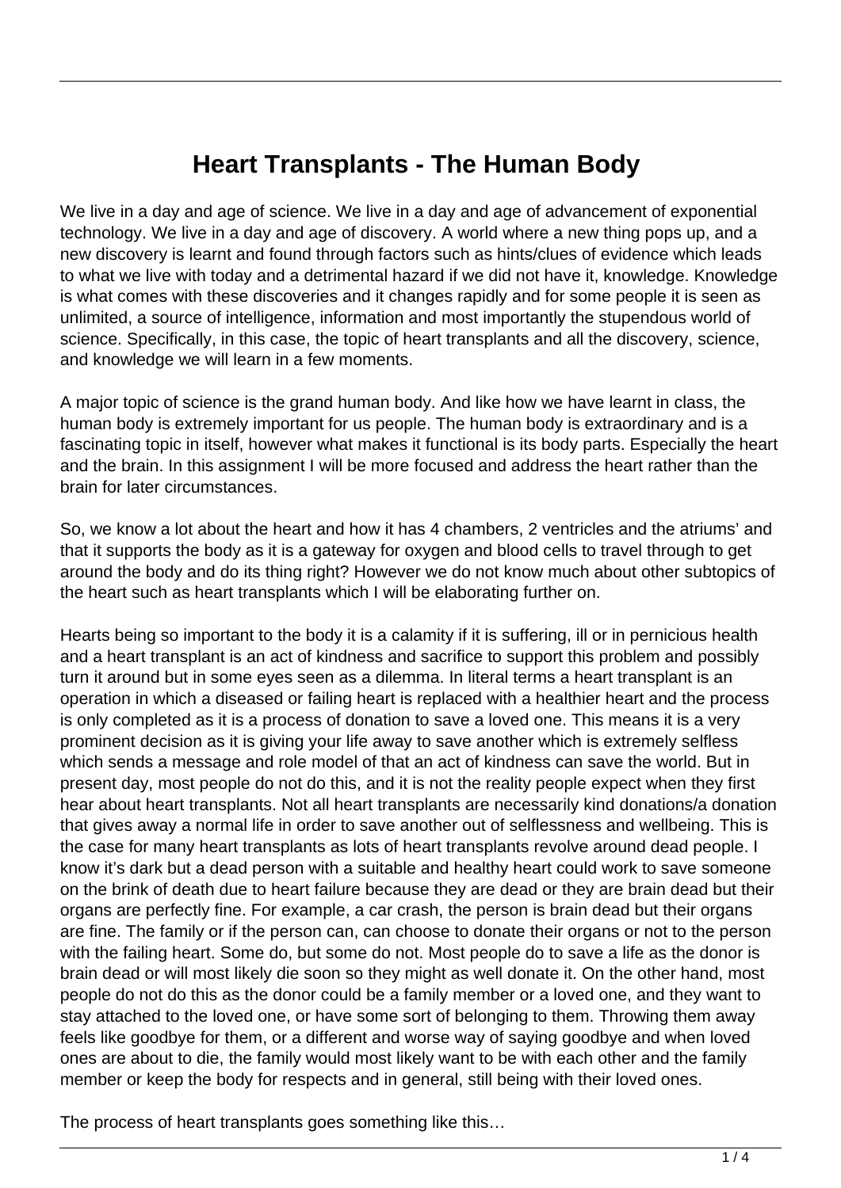# Heart Transplants - The Human Body

We live in a day and age of science. We live in a day and age of advancement of exponential technology. We live in a day and age of discovery. A world where a new thing pops up, and a new discovery is learnt and found through factors such as hints/clues of evidence which leads to what we live with today and a detrimental hazard if we did not have it, knowledge. Knowledge is what comes with these discoveries and it changes rapidly and for some people it is seen as unlimited, a source of intelligence, information and most importantly the stupendous world of science. Specifically, in this case, the topic of heart transplants and all the discovery, science, and knowledge we will learn in a few moments.

A major topic of science is the grand human body. And like how we have learnt in class, the human body is extremely important for us people. The human body is extraordinary and is a fascinating topic in itself, however what makes it functional is its body parts. Especially the heart and the brain. In this assignment I will be more focused and address the heart rather than the brain for later circumstances.

So, we know a lot about the heart and how it has 4 chambers, 2 ventricles and the atriums' and that it supports the body as it is a gateway for oxygen and blood cells to travel through to get around the body and do its thing right? However we do not know much about other subtopics of the heart such as heart transplants which I will be elaborating further on.

Hearts being so important to the body it is a calamity if it is suffering, ill or in pernicious health and a heart transplant is an act of kindness and sacrifice to support this problem and possibly turn it around but in some eyes seen as a dilemma. In literal terms a heart transplant is an operation in which a diseased or failing heart is replaced with a healthier heart and the process is only completed as it is a process of donation to save a loved one. This means it is a very prominent decision as it is giving your life away to save another which is extremely selfless which sends a message and role model of that an act of kindness can save the world. But in present day, most people do not do this, and it is not the reality people expect when they first hear about heart transplants. Not all heart transplants are necessarily kind donations/a donation that gives away a normal life in order to save another out of selflessness and wellbeing. This is the case for many heart transplants as lots of heart transplants revolve around dead people. I know it's dark but a dead person with a suitable and healthy heart could work to save someone on the brink of death due to heart failure because they are dead or they are brain dead but their organs are perfectly fine. For example, a car crash, the person is brain dead but their organs are fine. The family or if the person can, can choose to donate their organs or not to the person with the failing heart. Some do, but some do not. Most people do to save a life as the donor is brain dead or will most likely die soon so they might as well donate it. On the other hand, most people do not do this as the donor could be a family member or a loved one, and they want to stay attached to the loved one, or have some sort of belonging to them. Throwing them away feels like goodbye for them, or a different and worse way of saying goodbye and when loved ones are about to die, the family would most likely want to be with each other and the family member or keep the body for respects and in general, still being with their loved ones.

The process of heart transplants goes something like this…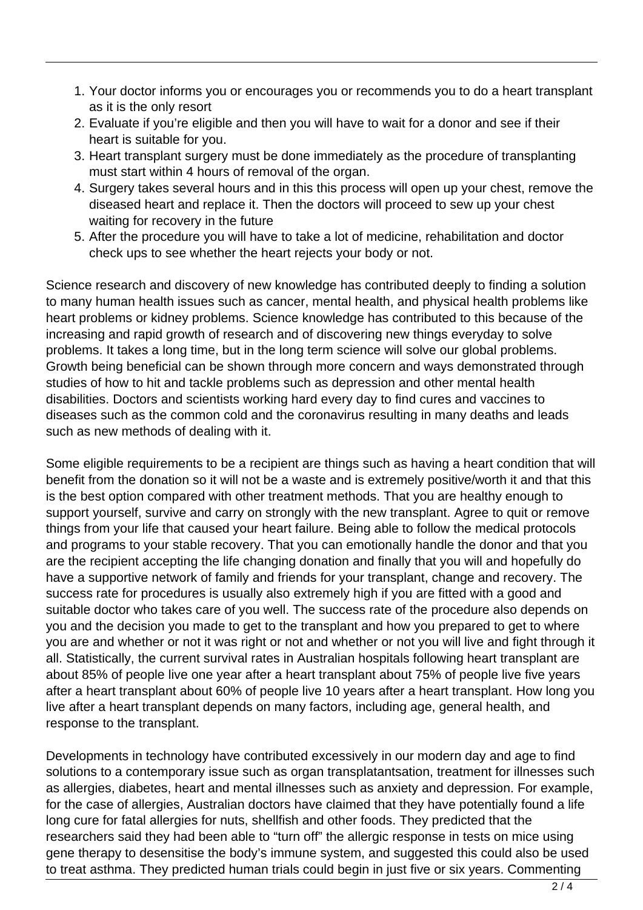1. Your doctor informs you or encourages you or recommends you to do a heart transplant as it is the only resort
2. Evaluate if you're eligible and then you will have to wait for a donor and see if their heart is suitable for you.
3. Heart transplant surgery must be done immediately as the procedure of transplanting must start within 4 hours of removal of the organ.
4. Surgery takes several hours and in this this process will open up your chest, remove the diseased heart and replace it. Then the doctors will proceed to sew up your chest waiting for recovery in the future
5. After the procedure you will have to take a lot of medicine, rehabilitation and doctor check ups to see whether the heart rejects your body or not.

Science research and discovery of new knowledge has contributed deeply to finding a solution to many human health issues such as cancer, mental health, and physical health problems like heart problems or kidney problems. Science knowledge has contributed to this because of the increasing and rapid growth of research and of discovering new things everyday to solve problems. It takes a long time, but in the long term science will solve our global problems. Growth being beneficial can be shown through more concern and ways demonstrated through studies of how to hit and tackle problems such as depression and other mental health disabilities. Doctors and scientists working hard every day to find cures and vaccines to diseases such as the common cold and the coronavirus resulting in many deaths and leads such as new methods of dealing with it.

Some eligible requirements to be a recipient are things such as having a heart condition that will benefit from the donation so it will not be a waste and is extremely positive/worth it and that this is the best option compared with other treatment methods. That you are healthy enough to support yourself, survive and carry on strongly with the new transplant. Agree to quit or remove things from your life that caused your heart failure. Being able to follow the medical protocols and programs to your stable recovery. That you can emotionally handle the donor and that you are the recipient accepting the life changing donation and finally that you will and hopefully do have a supportive network of family and friends for your transplant, change and recovery. The success rate for procedures is usually also extremely high if you are fitted with a good and suitable doctor who takes care of you well. The success rate of the procedure also depends on you and the decision you made to get to the transplant and how you prepared to get to where you are and whether or not it was right or not and whether or not you will live and fight through it all. Statistically, the current survival rates in Australian hospitals following heart transplant are about 85% of people live one year after a heart transplant about 75% of people live five years after a heart transplant about 60% of people live 10 years after a heart transplant. How long you live after a heart transplant depends on many factors, including age, general health, and response to the transplant.

Developments in technology have contributed excessively in our modern day and age to find solutions to a contemporary issue such as organ transplatantsation, treatment for illnesses such as allergies, diabetes, heart and mental illnesses such as anxiety and depression. For example, for the case of allergies, Australian doctors have claimed that they have potentially found a life long cure for fatal allergies for nuts, shellfish and other foods. They predicted that the researchers said they had been able to "turn off" the allergic response in tests on mice using gene therapy to desensitise the body's immune system, and suggested this could also be used to treat asthma. They predicted human trials could begin in just five or six years. Commenting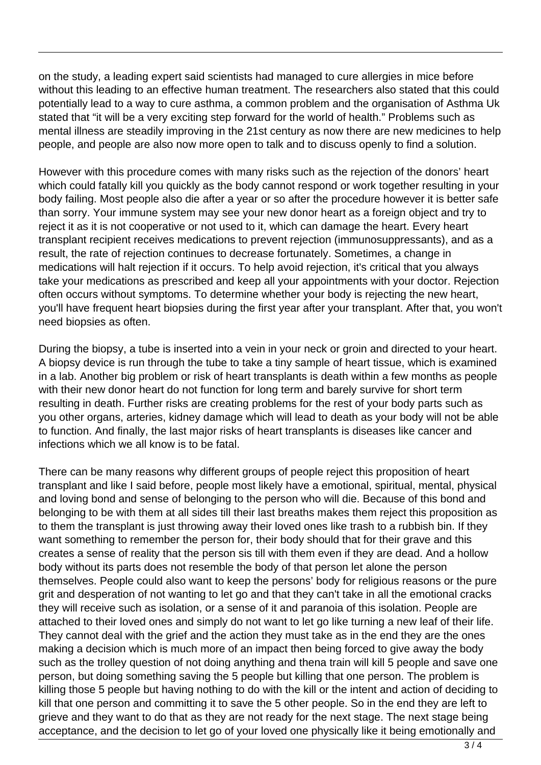on the study, a leading expert said scientists had managed to cure allergies in mice before without this leading to an effective human treatment. The researchers also stated that this could potentially lead to a way to cure asthma, a common problem and the organisation of Asthma Uk stated that "it will be a very exciting step forward for the world of health." Problems such as mental illness are steadily improving in the 21st century as now there are new medicines to help people, and people are also now more open to talk and to discuss openly to find a solution.

However with this procedure comes with many risks such as the rejection of the donors' heart which could fatally kill you quickly as the body cannot respond or work together resulting in your body failing. Most people also die after a year or so after the procedure however it is better safe than sorry. Your immune system may see your new donor heart as a foreign object and try to reject it as it is not cooperative or not used to it, which can damage the heart. Every heart transplant recipient receives medications to prevent rejection (immunosuppressants), and as a result, the rate of rejection continues to decrease fortunately. Sometimes, a change in medications will halt rejection if it occurs. To help avoid rejection, it's critical that you always take your medications as prescribed and keep all your appointments with your doctor. Rejection often occurs without symptoms. To determine whether your body is rejecting the new heart, you'll have frequent heart biopsies during the first year after your transplant. After that, you won't need biopsies as often.

During the biopsy, a tube is inserted into a vein in your neck or groin and directed to your heart. A biopsy device is run through the tube to take a tiny sample of heart tissue, which is examined in a lab. Another big problem or risk of heart transplants is death within a few months as people with their new donor heart do not function for long term and barely survive for short term resulting in death. Further risks are creating problems for the rest of your body parts such as you other organs, arteries, kidney damage which will lead to death as your body will not be able to function. And finally, the last major risks of heart transplants is diseases like cancer and infections which we all know is to be fatal.

There can be many reasons why different groups of people reject this proposition of heart transplant and like I said before, people most likely have a emotional, spiritual, mental, physical and loving bond and sense of belonging to the person who will die. Because of this bond and belonging to be with them at all sides till their last breaths makes them reject this proposition as to them the transplant is just throwing away their loved ones like trash to a rubbish bin. If they want something to remember the person for, their body should that for their grave and this creates a sense of reality that the person sis till with them even if they are dead. And a hollow body without its parts does not resemble the body of that person let alone the person themselves. People could also want to keep the persons' body for religious reasons or the pure grit and desperation of not wanting to let go and that they can't take in all the emotional cracks they will receive such as isolation, or a sense of it and paranoia of this isolation. People are attached to their loved ones and simply do not want to let go like turning a new leaf of their life. They cannot deal with the grief and the action they must take as in the end they are the ones making a decision which is much more of an impact then being forced to give away the body such as the trolley question of not doing anything and thena train will kill 5 people and save one person, but doing something saving the 5 people but killing that one person. The problem is killing those 5 people but having nothing to do with the kill or the intent and action of deciding to kill that one person and committing it to save the 5 other people. So in the end they are left to grieve and they want to do that as they are not ready for the next stage. The next stage being acceptance, and the decision to let go of your loved one physically like it being emotionally and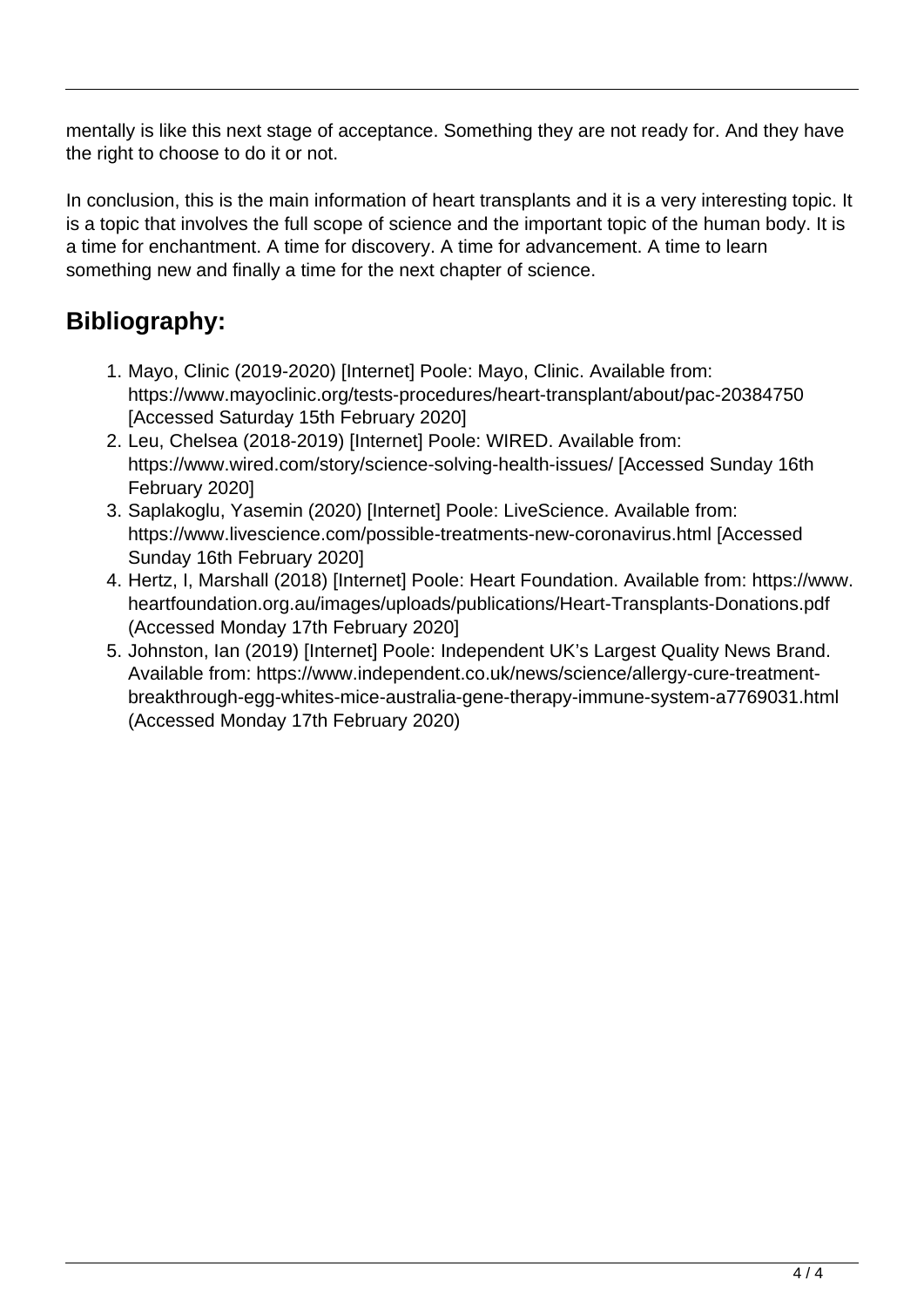mentally is like this next stage of acceptance. Something they are not ready for. And they have the right to choose to do it or not.

In conclusion, this is the main information of heart transplants and it is a very interesting topic. It is a topic that involves the full scope of science and the important topic of the human body. It is a time for enchantment. A time for discovery. A time for advancement. A time to learn something new and finally a time for the next chapter of science.

## Bibliography:

1. Mayo, Clinic (2019-2020) [Internet] Poole: Mayo, Clinic. Available from: https://www.mayoclinic.org/tests-procedures/heart-transplant/about/pac-20384750 [Accessed Saturday 15th February 2020]
2. Leu, Chelsea (2018-2019) [Internet] Poole: WIRED. Available from: https://www.wired.com/story/science-solving-health-issues/ [Accessed Sunday 16th February 2020]
3. Saplakoglu, Yasemin (2020) [Internet] Poole: LiveScience. Available from: https://www.livescience.com/possible-treatments-new-coronavirus.html [Accessed Sunday 16th February 2020]
4. Hertz, I, Marshall (2018) [Internet] Poole: Heart Foundation. Available from: https://www.heartfoundation.org.au/images/uploads/publications/Heart-Transplants-Donations.pdf (Accessed Monday 17th February 2020]
5. Johnston, Ian (2019) [Internet] Poole: Independent UK's Largest Quality News Brand. Available from: https://www.independent.co.uk/news/science/allergy-cure-treatment-breakthrough-egg-whites-mice-australia-gene-therapy-immune-system-a7769031.html (Accessed Monday 17th February 2020)